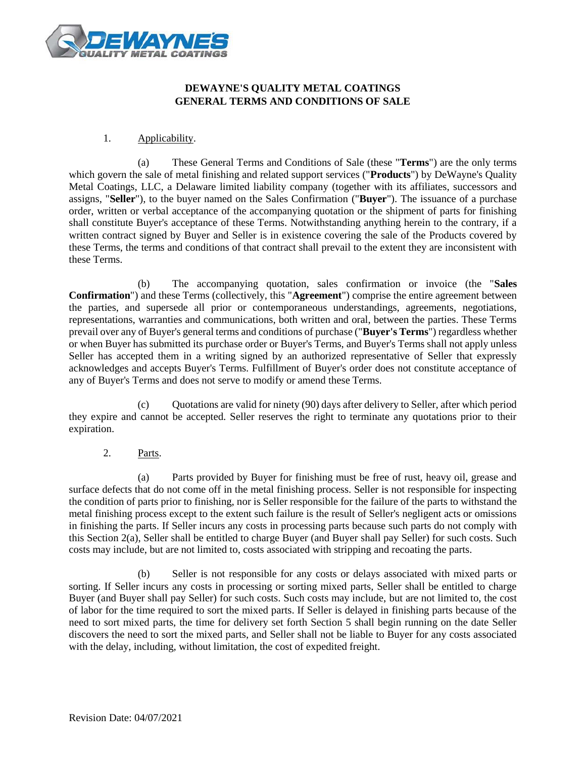# DEWAYNE'S QUALITY METAL COATINGS
# GENERAL TERMS AND CONDITIONS OF SALE

1. Applicability.

(a) These General Terms and Conditions of Sale (these "**Terms**") are the only terms which govern the sale of metal finishing and related support services ("**Products**") by DeWayne's Quality Metal Coatings, LLC, a Delaware limited liability company (together with its affiliates, successors and assigns, "**Seller**"), to the buyer named on the Sales Confirmation ("**Buyer**"). The issuance of a purchase order, written or verbal acceptance of the accompanying quotation or the shipment of parts for finishing shall constitute Buyer's acceptance of these Terms. Notwithstanding anything herein to the contrary, if a written contract signed by Buyer and Seller is in existence covering the sale of the Products covered by these Terms, the terms and conditions of that contract shall prevail to the extent they are inconsistent with these Terms.

(b) The accompanying quotation, sales confirmation or invoice (the "**Sales Confirmation**") and these Terms (collectively, this "**Agreement**") comprise the entire agreement between the parties, and supersede all prior or contemporaneous understandings, agreements, negotiations, representations, warranties and communications, both written and oral, between the parties. These Terms prevail over any of Buyer's general terms and conditions of purchase ("**Buyer's Terms**") regardless whether or when Buyer has submitted its purchase order or Buyer's Terms, and Buyer's Terms shall not apply unless Seller has accepted them in a writing signed by an authorized representative of Seller that expressly acknowledges and accepts Buyer's Terms. Fulfillment of Buyer's order does not constitute acceptance of any of Buyer's Terms and does not serve to modify or amend these Terms.

(c) Quotations are valid for ninety (90) days after delivery to Seller, after which period they expire and cannot be accepted. Seller reserves the right to terminate any quotations prior to their expiration.

2. Parts.

(a) Parts provided by Buyer for finishing must be free of rust, heavy oil, grease and surface defects that do not come off in the metal finishing process. Seller is not responsible for inspecting the condition of parts prior to finishing, nor is Seller responsible for the failure of the parts to withstand the metal finishing process except to the extent such failure is the result of Seller's negligent acts or omissions in finishing the parts. If Seller incurs any costs in processing parts because such parts do not comply with this Section 2(a), Seller shall be entitled to charge Buyer (and Buyer shall pay Seller) for such costs. Such costs may include, but are not limited to, costs associated with stripping and recoating the parts.

(b) Seller is not responsible for any costs or delays associated with mixed parts or sorting. If Seller incurs any costs in processing or sorting mixed parts, Seller shall be entitled to charge Buyer (and Buyer shall pay Seller) for such costs. Such costs may include, but are not limited to, the cost of labor for the time required to sort the mixed parts. If Seller is delayed in finishing parts because of the need to sort mixed parts, the time for delivery set forth Section 5 shall begin running on the date Seller discovers the need to sort the mixed parts, and Seller shall not be liable to Buyer for any costs associated with the delay, including, without limitation, the cost of expedited freight.

Revision Date: 04/07/2021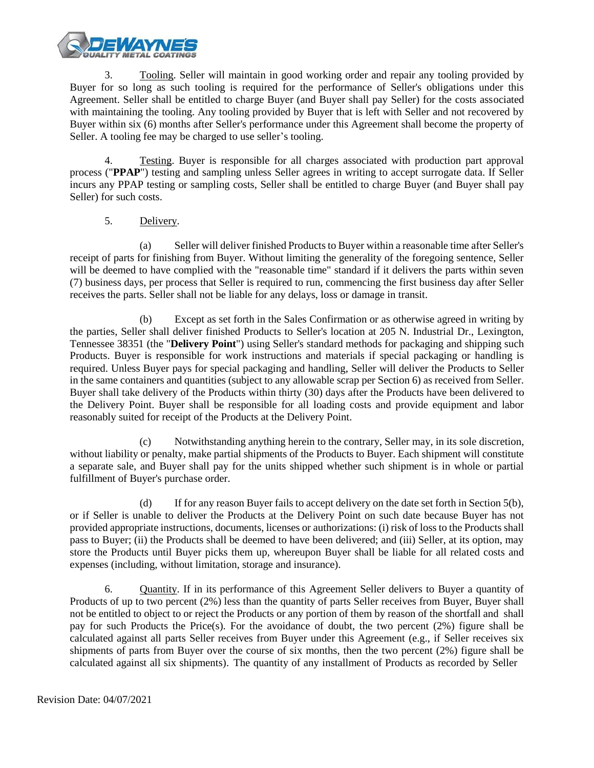3. Tooling. Seller will maintain in good working order and repair any tooling provided by Buyer for so long as such tooling is required for the performance of Seller's obligations under this Agreement. Seller shall be entitled to charge Buyer (and Buyer shall pay Seller) for the costs associated with maintaining the tooling. Any tooling provided by Buyer that is left with Seller and not recovered by Buyer within six (6) months after Seller's performance under this Agreement shall become the property of Seller. A tooling fee may be charged to use seller's tooling.

4. Testing. Buyer is responsible for all charges associated with production part approval process ("**PPAP**") testing and sampling unless Seller agrees in writing to accept surrogate data. If Seller incurs any PPAP testing or sampling costs, Seller shall be entitled to charge Buyer (and Buyer shall pay Seller) for such costs.

5. Delivery.

(a) Seller will deliver finished Products to Buyer within a reasonable time after Seller's receipt of parts for finishing from Buyer. Without limiting the generality of the foregoing sentence, Seller will be deemed to have complied with the "reasonable time" standard if it delivers the parts within seven (7) business days, per process that Seller is required to run, commencing the first business day after Seller receives the parts. Seller shall not be liable for any delays, loss or damage in transit.

(b) Except as set forth in the Sales Confirmation or as otherwise agreed in writing by the parties, Seller shall deliver finished Products to Seller's location at 205 N. Industrial Dr., Lexington, Tennessee 38351 (the "**Delivery Point**") using Seller's standard methods for packaging and shipping such Products. Buyer is responsible for work instructions and materials if special packaging or handling is required. Unless Buyer pays for special packaging and handling, Seller will deliver the Products to Seller in the same containers and quantities (subject to any allowable scrap per Section 6) as received from Seller. Buyer shall take delivery of the Products within thirty (30) days after the Products have been delivered to the Delivery Point. Buyer shall be responsible for all loading costs and provide equipment and labor reasonably suited for receipt of the Products at the Delivery Point.

(c) Notwithstanding anything herein to the contrary, Seller may, in its sole discretion, without liability or penalty, make partial shipments of the Products to Buyer. Each shipment will constitute a separate sale, and Buyer shall pay for the units shipped whether such shipment is in whole or partial fulfillment of Buyer's purchase order.

(d) If for any reason Buyer fails to accept delivery on the date set forth in Section 5(b), or if Seller is unable to deliver the Products at the Delivery Point on such date because Buyer has not provided appropriate instructions, documents, licenses or authorizations: (i) risk of loss to the Products shall pass to Buyer; (ii) the Products shall be deemed to have been delivered; and (iii) Seller, at its option, may store the Products until Buyer picks them up, whereupon Buyer shall be liable for all related costs and expenses (including, without limitation, storage and insurance).

6. Quantity. If in its performance of this Agreement Seller delivers to Buyer a quantity of Products of up to two percent (2%) less than the quantity of parts Seller receives from Buyer, Buyer shall not be entitled to object to or reject the Products or any portion of them by reason of the shortfall and shall pay for such Products the Price(s). For the avoidance of doubt, the two percent (2%) figure shall be calculated against all parts Seller receives from Buyer under this Agreement (e.g., if Seller receives six shipments of parts from Buyer over the course of six months, then the two percent (2%) figure shall be calculated against all six shipments). The quantity of any installment of Products as recorded by Seller

Revision Date: 04/07/2021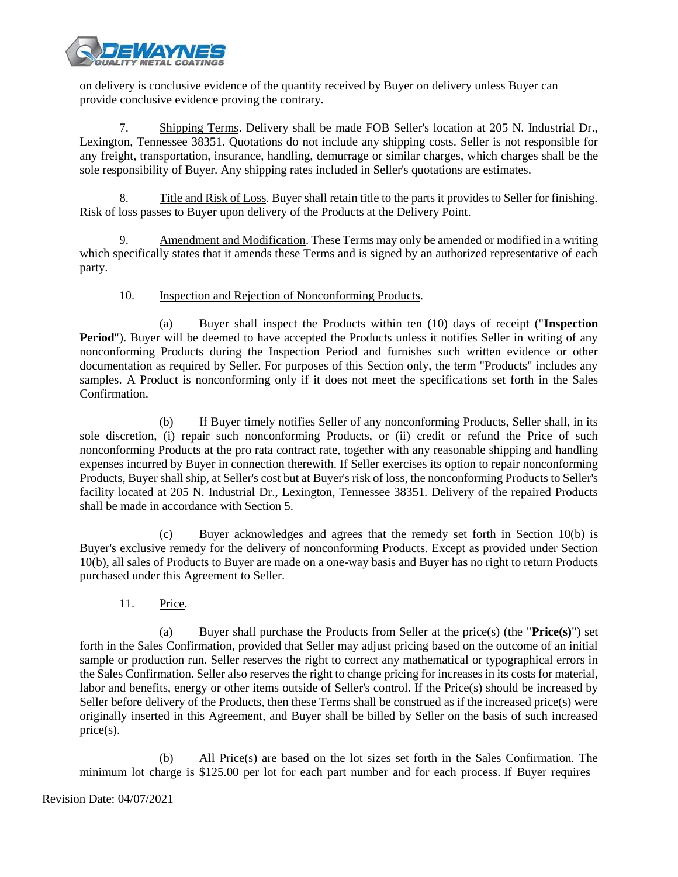on delivery is conclusive evidence of the quantity received by Buyer on delivery unless Buyer can provide conclusive evidence proving the contrary.

7. Shipping Terms. Delivery shall be made FOB Seller's location at 205 N. Industrial Dr., Lexington, Tennessee 38351. Quotations do not include any shipping costs. Seller is not responsible for any freight, transportation, insurance, handling, demurrage or similar charges, which charges shall be the sole responsibility of Buyer. Any shipping rates included in Seller's quotations are estimates.

8. Title and Risk of Loss. Buyer shall retain title to the parts it provides to Seller for finishing. Risk of loss passes to Buyer upon delivery of the Products at the Delivery Point.

9. Amendment and Modification. These Terms may only be amended or modified in a writing which specifically states that it amends these Terms and is signed by an authorized representative of each party.

10. Inspection and Rejection of Nonconforming Products.

(a) Buyer shall inspect the Products within ten (10) days of receipt ("**Inspection Period**"). Buyer will be deemed to have accepted the Products unless it notifies Seller in writing of any nonconforming Products during the Inspection Period and furnishes such written evidence or other documentation as required by Seller. For purposes of this Section only, the term "Products" includes any samples. A Product is nonconforming only if it does not meet the specifications set forth in the Sales Confirmation.

(b) If Buyer timely notifies Seller of any nonconforming Products, Seller shall, in its sole discretion, (i) repair such nonconforming Products, or (ii) credit or refund the Price of such nonconforming Products at the pro rata contract rate, together with any reasonable shipping and handling expenses incurred by Buyer in connection therewith. If Seller exercises its option to repair nonconforming Products, Buyer shall ship, at Seller's cost but at Buyer's risk of loss, the nonconforming Products to Seller's facility located at 205 N. Industrial Dr., Lexington, Tennessee 38351. Delivery of the repaired Products shall be made in accordance with Section 5.

(c) Buyer acknowledges and agrees that the remedy set forth in Section 10(b) is Buyer's exclusive remedy for the delivery of nonconforming Products. Except as provided under Section 10(b), all sales of Products to Buyer are made on a one-way basis and Buyer has no right to return Products purchased under this Agreement to Seller.

11. Price.

(a) Buyer shall purchase the Products from Seller at the price(s) (the "**Price(s)**") set forth in the Sales Confirmation, provided that Seller may adjust pricing based on the outcome of an initial sample or production run. Seller reserves the right to correct any mathematical or typographical errors in the Sales Confirmation. Seller also reserves the right to change pricing for increases in its costs for material, labor and benefits, energy or other items outside of Seller's control. If the Price(s) should be increased by Seller before delivery of the Products, then these Terms shall be construed as if the increased price(s) were originally inserted in this Agreement, and Buyer shall be billed by Seller on the basis of such increased price(s).

(b) All Price(s) are based on the lot sizes set forth in the Sales Confirmation. The minimum lot charge is $125.00 per lot for each part number and for each process. If Buyer requires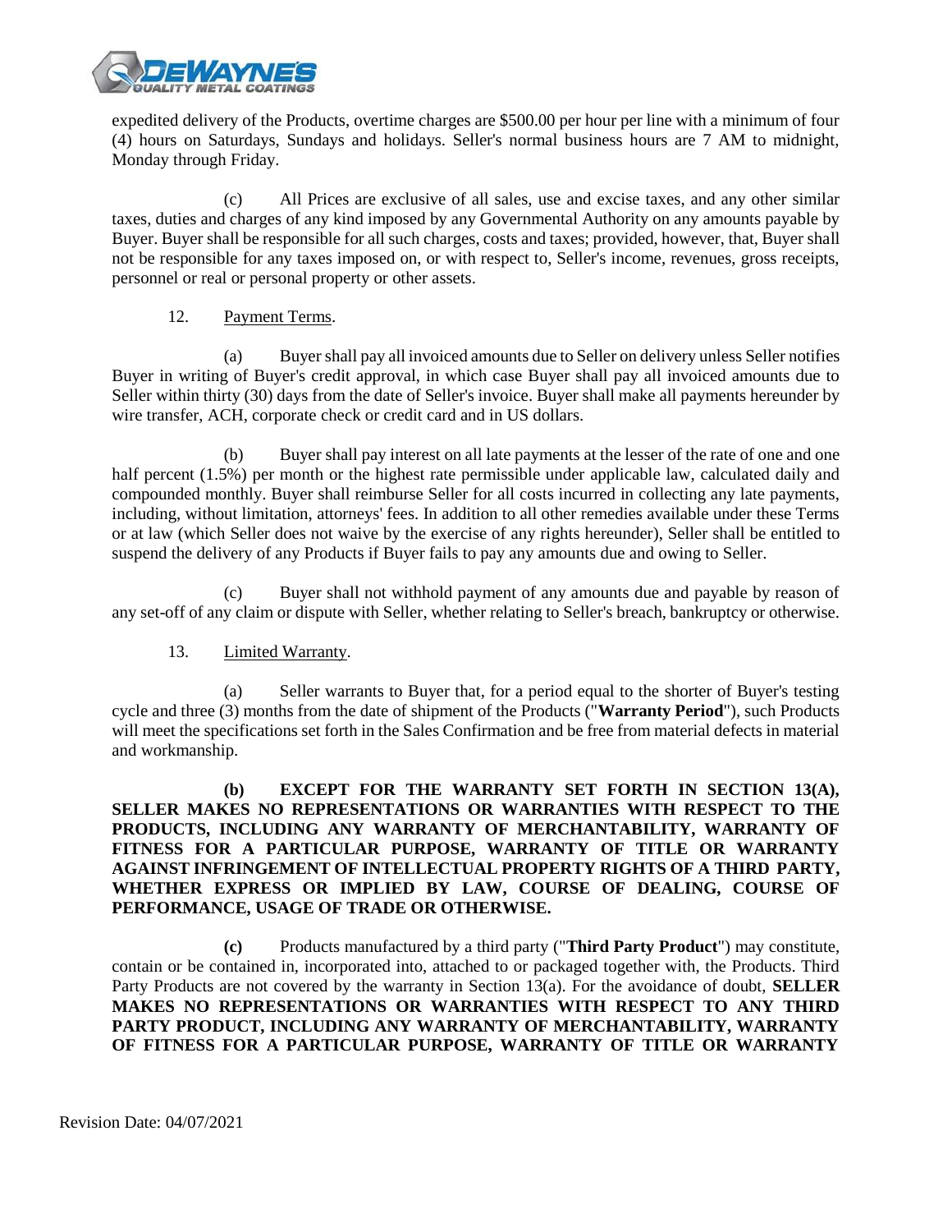expedited delivery of the Products, overtime charges are $500.00 per hour per line with a minimum of four (4) hours on Saturdays, Sundays and holidays. Seller's normal business hours are 7 AM to midnight, Monday through Friday.

(c) All Prices are exclusive of all sales, use and excise taxes, and any other similar taxes, duties and charges of any kind imposed by any Governmental Authority on any amounts payable by Buyer. Buyer shall be responsible for all such charges, costs and taxes; provided, however, that, Buyer shall not be responsible for any taxes imposed on, or with respect to, Seller's income, revenues, gross receipts, personnel or real or personal property or other assets.

12. Payment Terms.

(a) Buyer shall pay all invoiced amounts due to Seller on delivery unless Seller notifies Buyer in writing of Buyer's credit approval, in which case Buyer shall pay all invoiced amounts due to Seller within thirty (30) days from the date of Seller's invoice. Buyer shall make all payments hereunder by wire transfer, ACH, corporate check or credit card and in US dollars.

(b) Buyer shall pay interest on all late payments at the lesser of the rate of one and one half percent (1.5%) per month or the highest rate permissible under applicable law, calculated daily and compounded monthly. Buyer shall reimburse Seller for all costs incurred in collecting any late payments, including, without limitation, attorneys' fees. In addition to all other remedies available under these Terms or at law (which Seller does not waive by the exercise of any rights hereunder), Seller shall be entitled to suspend the delivery of any Products if Buyer fails to pay any amounts due and owing to Seller.

(c) Buyer shall not withhold payment of any amounts due and payable by reason of any set-off of any claim or dispute with Seller, whether relating to Seller's breach, bankruptcy or otherwise.

13. Limited Warranty.

(a) Seller warrants to Buyer that, for a period equal to the shorter of Buyer's testing cycle and three (3) months from the date of shipment of the Products ("**Warranty Period**"), such Products will meet the specifications set forth in the Sales Confirmation and be free from material defects in material and workmanship.

**(b) EXCEPT FOR THE WARRANTY SET FORTH IN SECTION 13(A), SELLER MAKES NO REPRESENTATIONS OR WARRANTIES WITH RESPECT TO THE PRODUCTS, INCLUDING ANY WARRANTY OF MERCHANTABILITY, WARRANTY OF FITNESS FOR A PARTICULAR PURPOSE, WARRANTY OF TITLE OR WARRANTY AGAINST INFRINGEMENT OF INTELLECTUAL PROPERTY RIGHTS OF A THIRD PARTY, WHETHER EXPRESS OR IMPLIED BY LAW, COURSE OF DEALING, COURSE OF PERFORMANCE, USAGE OF TRADE OR OTHERWISE.**

**(c)** Products manufactured by a third party ("**Third Party Product**") may constitute, contain or be contained in, incorporated into, attached to or packaged together with, the Products. Third Party Products are not covered by the warranty in Section 13(a). For the avoidance of doubt, **SELLER MAKES NO REPRESENTATIONS OR WARRANTIES WITH RESPECT TO ANY THIRD PARTY PRODUCT, INCLUDING ANY WARRANTY OF MERCHANTABILITY, WARRANTY OF FITNESS FOR A PARTICULAR PURPOSE, WARRANTY OF TITLE OR WARRANTY**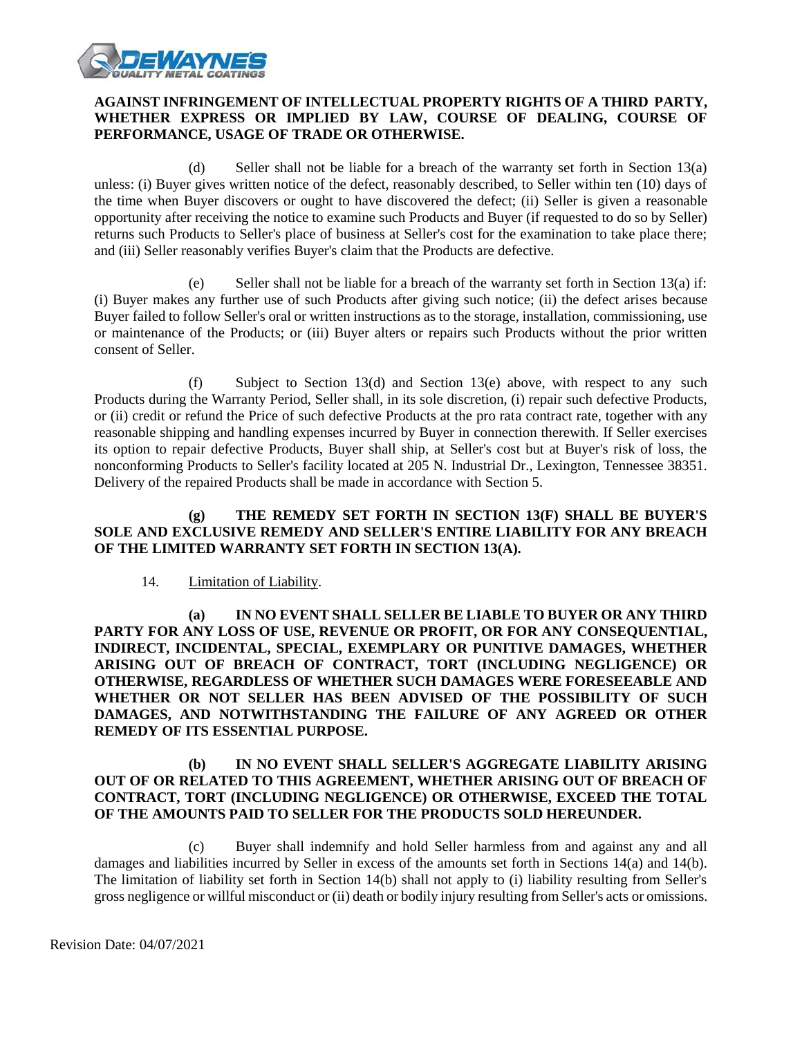**AGAINST INFRINGEMENT OF INTELLECTUAL PROPERTY RIGHTS OF A THIRD PARTY, WHETHER EXPRESS OR IMPLIED BY LAW, COURSE OF DEALING, COURSE OF PERFORMANCE, USAGE OF TRADE OR OTHERWISE.**

(d) Seller shall not be liable for a breach of the warranty set forth in Section 13(a) unless: (i) Buyer gives written notice of the defect, reasonably described, to Seller within ten (10) days of the time when Buyer discovers or ought to have discovered the defect; (ii) Seller is given a reasonable opportunity after receiving the notice to examine such Products and Buyer (if requested to do so by Seller) returns such Products to Seller's place of business at Seller's cost for the examination to take place there; and (iii) Seller reasonably verifies Buyer's claim that the Products are defective.

(e) Seller shall not be liable for a breach of the warranty set forth in Section 13(a) if: (i) Buyer makes any further use of such Products after giving such notice; (ii) the defect arises because Buyer failed to follow Seller's oral or written instructions as to the storage, installation, commissioning, use or maintenance of the Products; or (iii) Buyer alters or repairs such Products without the prior written consent of Seller.

(f) Subject to Section 13(d) and Section 13(e) above, with respect to any such Products during the Warranty Period, Seller shall, in its sole discretion, (i) repair such defective Products, or (ii) credit or refund the Price of such defective Products at the pro rata contract rate, together with any reasonable shipping and handling expenses incurred by Buyer in connection therewith. If Seller exercises its option to repair defective Products, Buyer shall ship, at Seller's cost but at Buyer's risk of loss, the nonconforming Products to Seller's facility located at 205 N. Industrial Dr., Lexington, Tennessee 38351. Delivery of the repaired Products shall be made in accordance with Section 5.

**(g) THE REMEDY SET FORTH IN SECTION 13(F) SHALL BE BUYER'S SOLE AND EXCLUSIVE REMEDY AND SELLER'S ENTIRE LIABILITY FOR ANY BREACH OF THE LIMITED WARRANTY SET FORTH IN SECTION 13(A).**

14. Limitation of Liability.

**(a) IN NO EVENT SHALL SELLER BE LIABLE TO BUYER OR ANY THIRD PARTY FOR ANY LOSS OF USE, REVENUE OR PROFIT, OR FOR ANY CONSEQUENTIAL, INDIRECT, INCIDENTAL, SPECIAL, EXEMPLARY OR PUNITIVE DAMAGES, WHETHER ARISING OUT OF BREACH OF CONTRACT, TORT (INCLUDING NEGLIGENCE) OR OTHERWISE, REGARDLESS OF WHETHER SUCH DAMAGES WERE FORESEEABLE AND WHETHER OR NOT SELLER HAS BEEN ADVISED OF THE POSSIBILITY OF SUCH DAMAGES, AND NOTWITHSTANDING THE FAILURE OF ANY AGREED OR OTHER REMEDY OF ITS ESSENTIAL PURPOSE.**

**(b) IN NO EVENT SHALL SELLER'S AGGREGATE LIABILITY ARISING OUT OF OR RELATED TO THIS AGREEMENT, WHETHER ARISING OUT OF BREACH OF CONTRACT, TORT (INCLUDING NEGLIGENCE) OR OTHERWISE, EXCEED THE TOTAL OF THE AMOUNTS PAID TO SELLER FOR THE PRODUCTS SOLD HEREUNDER.**

(c) Buyer shall indemnify and hold Seller harmless from and against any and all damages and liabilities incurred by Seller in excess of the amounts set forth in Sections 14(a) and 14(b). The limitation of liability set forth in Section 14(b) shall not apply to (i) liability resulting from Seller's gross negligence or willful misconduct or (ii) death or bodily injury resulting from Seller's acts or omissions.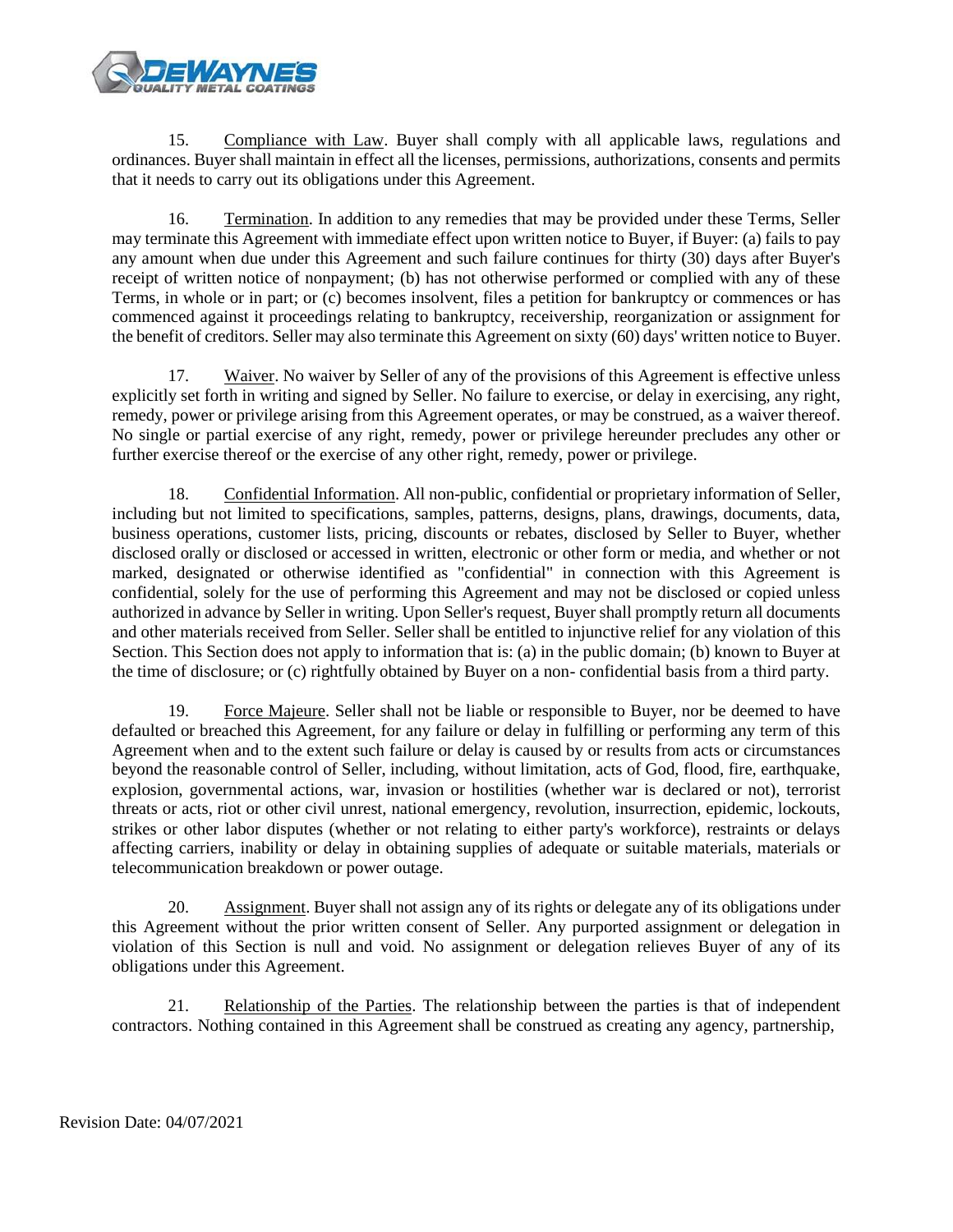15. Compliance with Law. Buyer shall comply with all applicable laws, regulations and ordinances. Buyer shall maintain in effect all the licenses, permissions, authorizations, consents and permits that it needs to carry out its obligations under this Agreement.

16. Termination. In addition to any remedies that may be provided under these Terms, Seller may terminate this Agreement with immediate effect upon written notice to Buyer, if Buyer: (a) fails to pay any amount when due under this Agreement and such failure continues for thirty (30) days after Buyer's receipt of written notice of nonpayment; (b) has not otherwise performed or complied with any of these Terms, in whole or in part; or (c) becomes insolvent, files a petition for bankruptcy or commences or has commenced against it proceedings relating to bankruptcy, receivership, reorganization or assignment for the benefit of creditors. Seller may also terminate this Agreement on sixty (60) days' written notice to Buyer.

17. Waiver. No waiver by Seller of any of the provisions of this Agreement is effective unless explicitly set forth in writing and signed by Seller. No failure to exercise, or delay in exercising, any right, remedy, power or privilege arising from this Agreement operates, or may be construed, as a waiver thereof. No single or partial exercise of any right, remedy, power or privilege hereunder precludes any other or further exercise thereof or the exercise of any other right, remedy, power or privilege.

18. Confidential Information. All non-public, confidential or proprietary information of Seller, including but not limited to specifications, samples, patterns, designs, plans, drawings, documents, data, business operations, customer lists, pricing, discounts or rebates, disclosed by Seller to Buyer, whether disclosed orally or disclosed or accessed in written, electronic or other form or media, and whether or not marked, designated or otherwise identified as "confidential" in connection with this Agreement is confidential, solely for the use of performing this Agreement and may not be disclosed or copied unless authorized in advance by Seller in writing. Upon Seller's request, Buyer shall promptly return all documents and other materials received from Seller. Seller shall be entitled to injunctive relief for any violation of this Section. This Section does not apply to information that is: (a) in the public domain; (b) known to Buyer at the time of disclosure; or (c) rightfully obtained by Buyer on a non- confidential basis from a third party.

19. Force Majeure. Seller shall not be liable or responsible to Buyer, nor be deemed to have defaulted or breached this Agreement, for any failure or delay in fulfilling or performing any term of this Agreement when and to the extent such failure or delay is caused by or results from acts or circumstances beyond the reasonable control of Seller, including, without limitation, acts of God, flood, fire, earthquake, explosion, governmental actions, war, invasion or hostilities (whether war is declared or not), terrorist threats or acts, riot or other civil unrest, national emergency, revolution, insurrection, epidemic, lockouts, strikes or other labor disputes (whether or not relating to either party's workforce), restraints or delays affecting carriers, inability or delay in obtaining supplies of adequate or suitable materials, materials or telecommunication breakdown or power outage.

20. Assignment. Buyer shall not assign any of its rights or delegate any of its obligations under this Agreement without the prior written consent of Seller. Any purported assignment or delegation in violation of this Section is null and void. No assignment or delegation relieves Buyer of any of its obligations under this Agreement.

21. Relationship of the Parties. The relationship between the parties is that of independent contractors. Nothing contained in this Agreement shall be construed as creating any agency, partnership,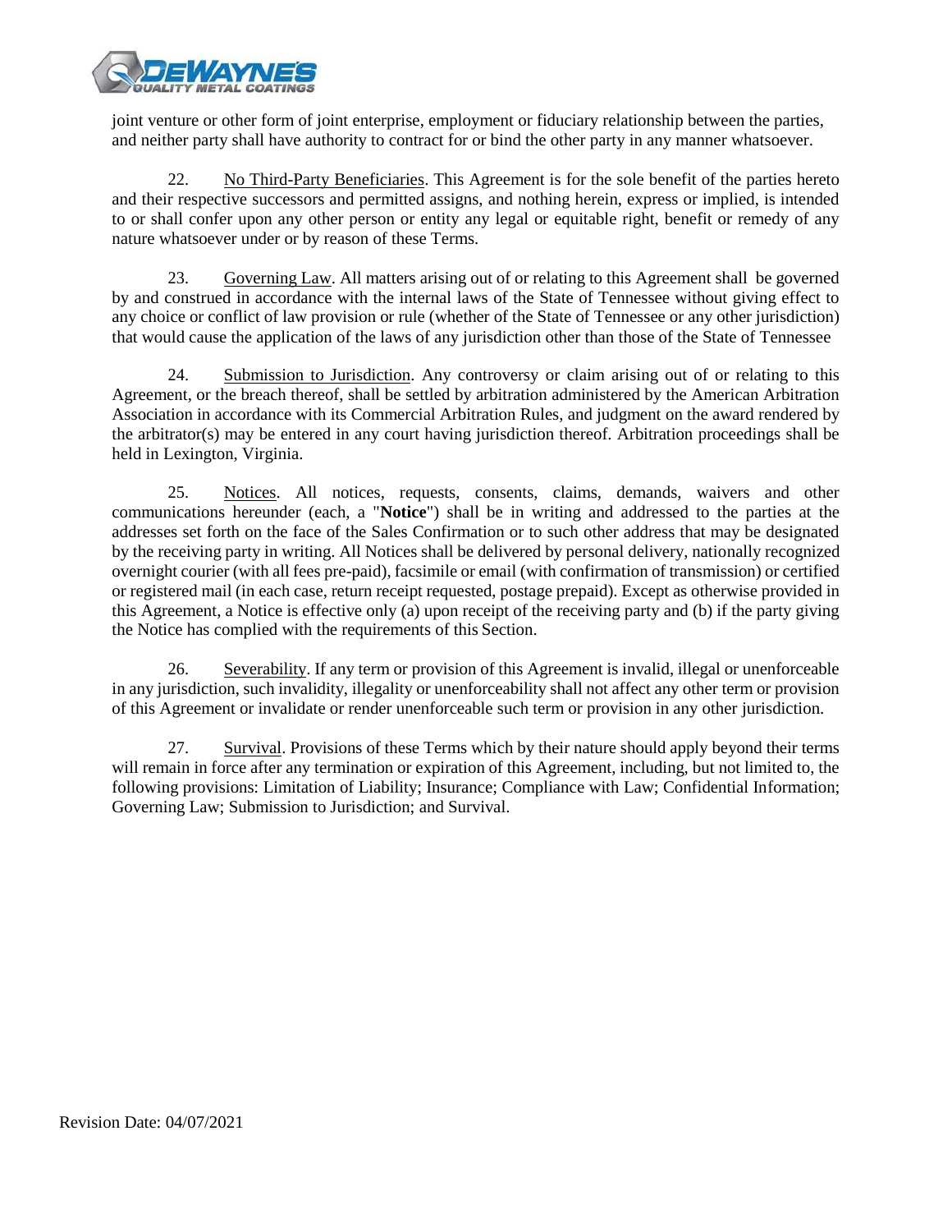joint venture or other form of joint enterprise, employment or fiduciary relationship between the parties, and neither party shall have authority to contract for or bind the other party in any manner whatsoever.

22. No Third-Party Beneficiaries. This Agreement is for the sole benefit of the parties hereto and their respective successors and permitted assigns, and nothing herein, express or implied, is intended to or shall confer upon any other person or entity any legal or equitable right, benefit or remedy of any nature whatsoever under or by reason of these Terms.

23. Governing Law. All matters arising out of or relating to this Agreement shall be governed by and construed in accordance with the internal laws of the State of Tennessee without giving effect to any choice or conflict of law provision or rule (whether of the State of Tennessee or any other jurisdiction) that would cause the application of the laws of any jurisdiction other than those of the State of Tennessee

24. Submission to Jurisdiction. Any controversy or claim arising out of or relating to this Agreement, or the breach thereof, shall be settled by arbitration administered by the American Arbitration Association in accordance with its Commercial Arbitration Rules, and judgment on the award rendered by the arbitrator(s) may be entered in any court having jurisdiction thereof. Arbitration proceedings shall be held in Lexington, Virginia.

25. Notices. All notices, requests, consents, claims, demands, waivers and other communications hereunder (each, a "**Notice**") shall be in writing and addressed to the parties at the addresses set forth on the face of the Sales Confirmation or to such other address that may be designated by the receiving party in writing. All Notices shall be delivered by personal delivery, nationally recognized overnight courier (with all fees pre-paid), facsimile or email (with confirmation of transmission) or certified or registered mail (in each case, return receipt requested, postage prepaid). Except as otherwise provided in this Agreement, a Notice is effective only (a) upon receipt of the receiving party and (b) if the party giving the Notice has complied with the requirements of this Section.

26. Severability. If any term or provision of this Agreement is invalid, illegal or unenforceable in any jurisdiction, such invalidity, illegality or unenforceability shall not affect any other term or provision of this Agreement or invalidate or render unenforceable such term or provision in any other jurisdiction.

27. Survival. Provisions of these Terms which by their nature should apply beyond their terms will remain in force after any termination or expiration of this Agreement, including, but not limited to, the following provisions: Limitation of Liability; Insurance; Compliance with Law; Confidential Information; Governing Law; Submission to Jurisdiction; and Survival.

Revision Date: 04/07/2021